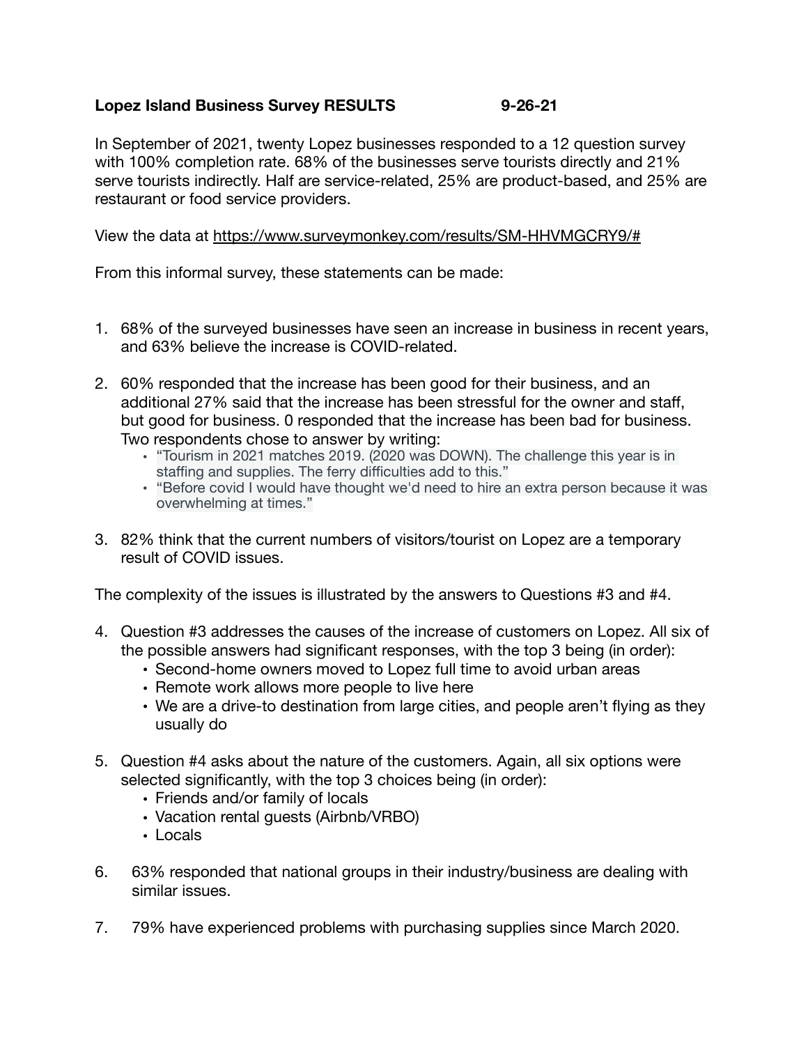**Lopez Island Business Survey RESULTS 9-26-21**

In September of 2021, twenty Lopez businesses responded to a 12 question survey with 100% completion rate. 68% of the businesses serve tourists directly and 21% serve tourists indirectly. Half are service-related, 25% are product-based, and 25% are restaurant or food service providers.

View the data at https://www.surveymonkey.com/results/SM-HHVMGCRY9/#

From this informal survey, these statements can be made:

1. 68% of the surveyed businesses have seen an increase in business in recent years, and 63% believe the increase is COVID-related.
2. 60% responded that the increase has been good for their business, and an additional 27% said that the increase has been stressful for the owner and staff, but good for business. 0 responded that the increase has been bad for business. Two respondents chose to answer by writing:
   - "Tourism in 2021 matches 2019. (2020 was DOWN). The challenge this year is in staffing and supplies. The ferry difficulties add to this."
   - "Before covid I would have thought we'd need to hire an extra person because it was overwhelming at times."
3. 82% think that the current numbers of visitors/tourist on Lopez are a temporary result of COVID issues.

The complexity of the issues is illustrated by the answers to Questions #3 and #4.

4. Question #3 addresses the causes of the increase of customers on Lopez. All six of the possible answers had significant responses, with the top 3 being (in order):
   - Second-home owners moved to Lopez full time to avoid urban areas
   - Remote work allows more people to live here
   - We are a drive-to destination from large cities, and people aren't flying as they usually do
5. Question #4 asks about the nature of the customers. Again, all six options were selected significantly, with the top 3 choices being (in order):
   - Friends and/or family of locals
   - Vacation rental guests (Airbnb/VRBO)
   - Locals
6. 63% responded that national groups in their industry/business are dealing with similar issues.
7. 79% have experienced problems with purchasing supplies since March 2020.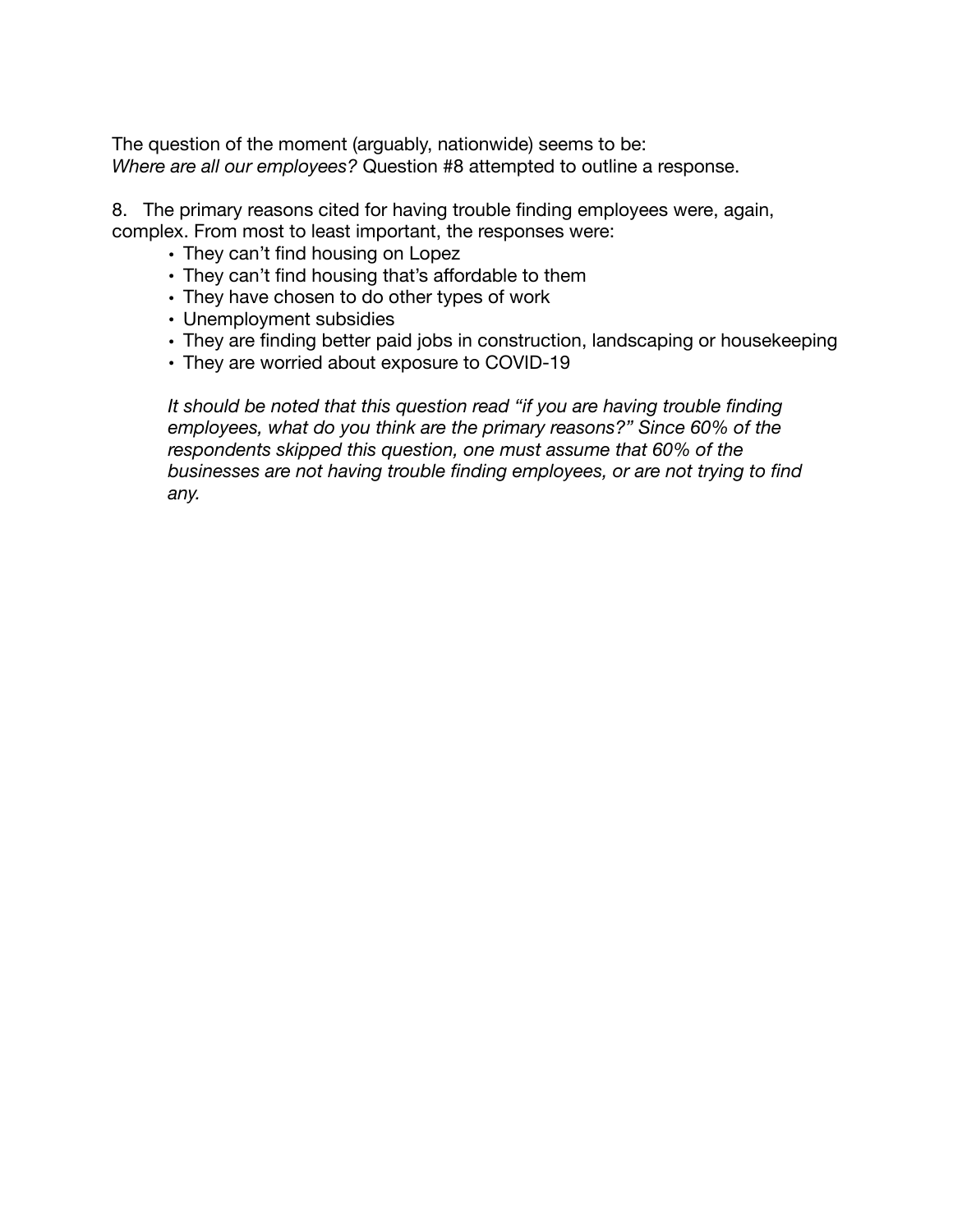The question of the moment (arguably, nationwide) seems to be:
*Where are all our employees?* Question #8 attempted to outline a response.

8. The primary reasons cited for having trouble finding employees were, again, complex. From most to least important, the responses were:

- They can't find housing on Lopez
- They can't find housing that's affordable to them
- They have chosen to do other types of work
- Unemployment subsidies
- They are finding better paid jobs in construction, landscaping or housekeeping
- They are worried about exposure to COVID-19

*It should be noted that this question read "if you are having trouble finding employees, what do you think are the primary reasons?" Since 60% of the respondents skipped this question, one must assume that 60% of the businesses are not having trouble finding employees, or are not trying to find any.*